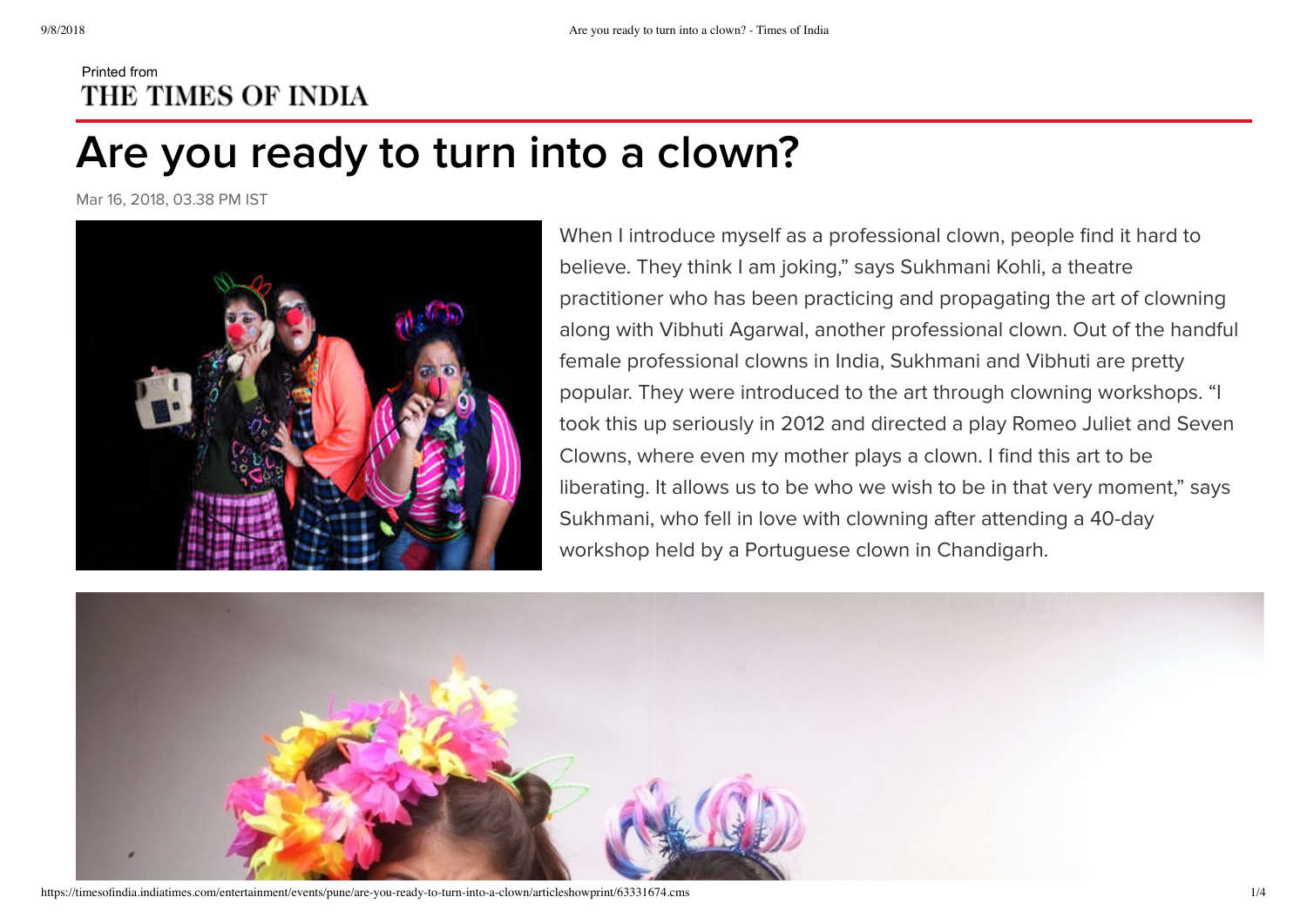Printed from
THE TIMES OF INDIA

# Are you ready to turn into a clown?

Mar 16, 2018, 03.38 PM IST

When I introduce myself as a professional clown, people find it hard to believe. They think I am joking," says Sukhmani Kohli, a theatre practitioner who has been practicing and propagating the art of clowning along with Vibhuti Agarwal, another professional clown. Out of the handful female professional clowns in India, Sukhmani and Vibhuti are pretty popular. They were introduced to the art through clowning workshops. "I took this up seriously in 2012 and directed a play Romeo Juliet and Seven Clowns, where even my mother plays a clown. I find this art to be liberating. It allows us to be who we wish to be in that very moment," says Sukhmani, who fell in love with clowning after attending a 40-day workshop held by a Portuguese clown in Chandigarh.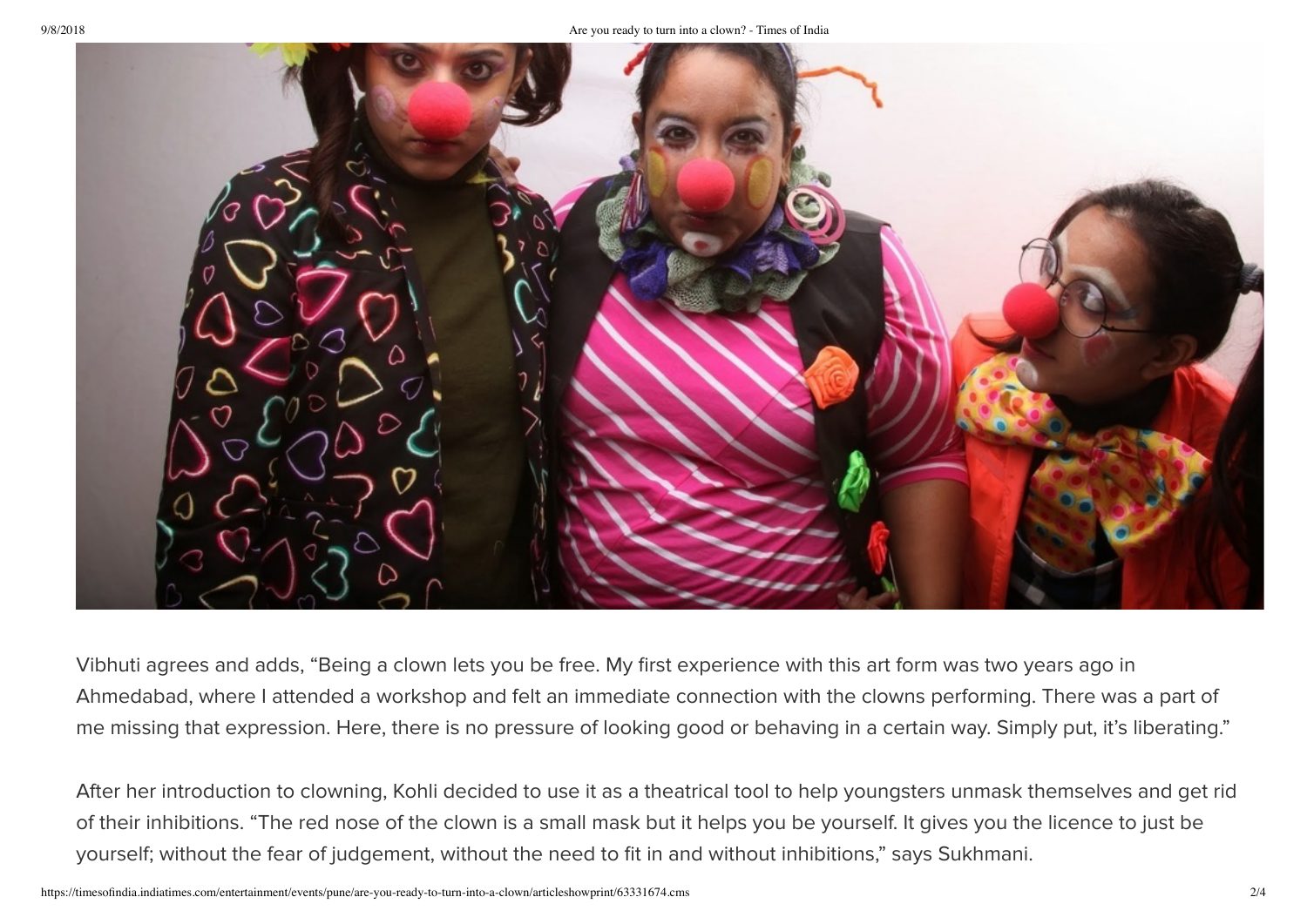Vibhuti agrees and adds, “Being a clown lets you be free. My first experience with this art form was two years ago in Ahmedabad, where I attended a workshop and felt an immediate connection with the clowns performing. There was a part of me missing that expression. Here, there is no pressure of looking good or behaving in a certain way. Simply put, it’s liberating.”

After her introduction to clowning, Kohli decided to use it as a theatrical tool to help youngsters unmask themselves and get rid of their inhibitions. “The red nose of the clown is a small mask but it helps you be yourself. It gives you the licence to just be yourself; without the fear of judgement, without the need to fit in and without inhibitions,” says Sukhmani.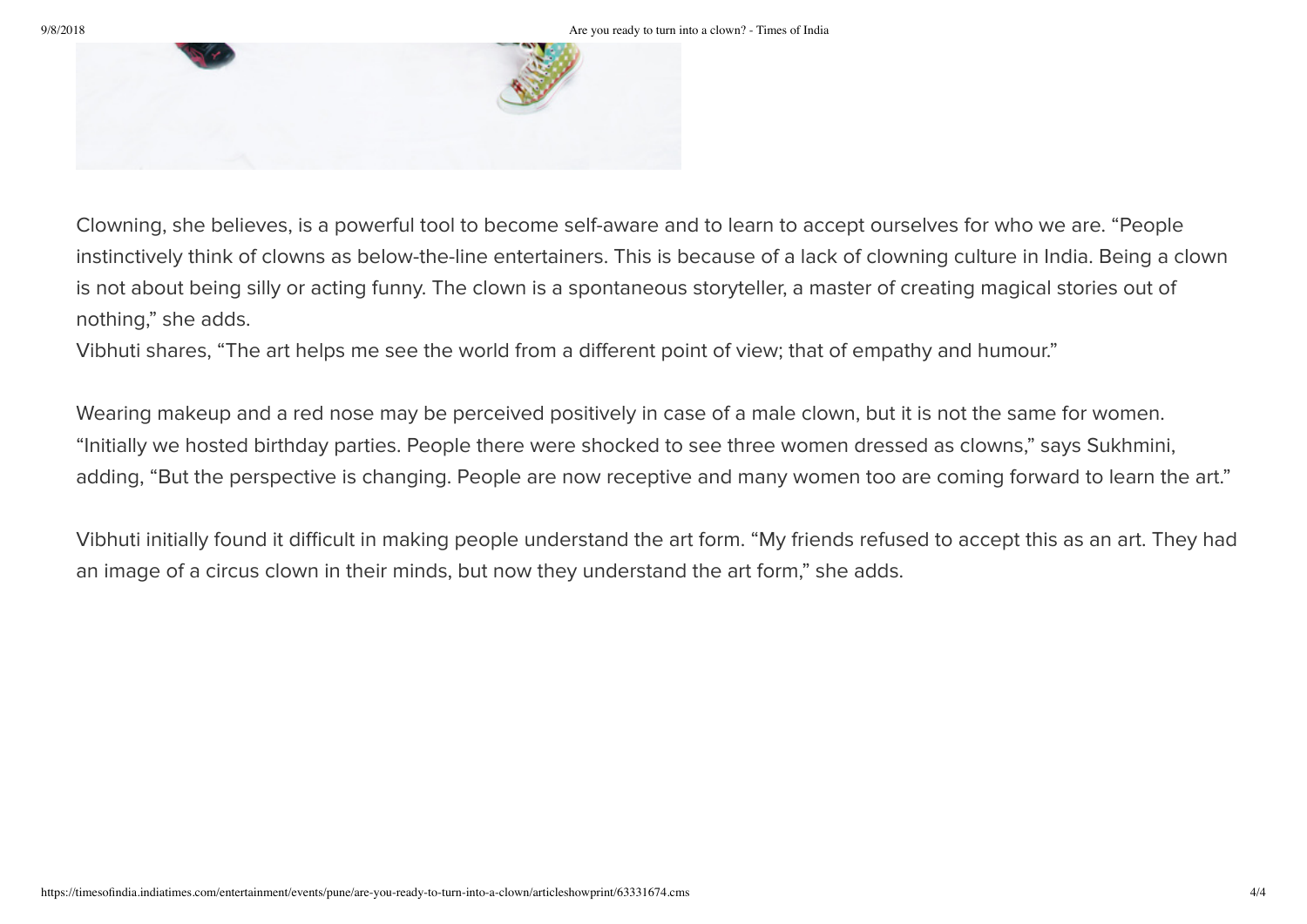Clowning, she believes, is a powerful tool to become self-aware and to learn to accept ourselves for who we are. “People instinctively think of clowns as below-the-line entertainers. This is because of a lack of clowning culture in India. Being a clown is not about being silly or acting funny. The clown is a spontaneous storyteller, a master of creating magical stories out of nothing,” she adds.
Vibhuti shares, “The art helps me see the world from a different point of view; that of empathy and humour.”

Wearing makeup and a red nose may be perceived positively in case of a male clown, but it is not the same for women. “Initially we hosted birthday parties. People there were shocked to see three women dressed as clowns,” says Sukhmini, adding, “But the perspective is changing. People are now receptive and many women too are coming forward to learn the art.”

Vibhuti initially found it difficult in making people understand the art form. “My friends refused to accept this as an art. They had an image of a circus clown in their minds, but now they understand the art form,” she adds.